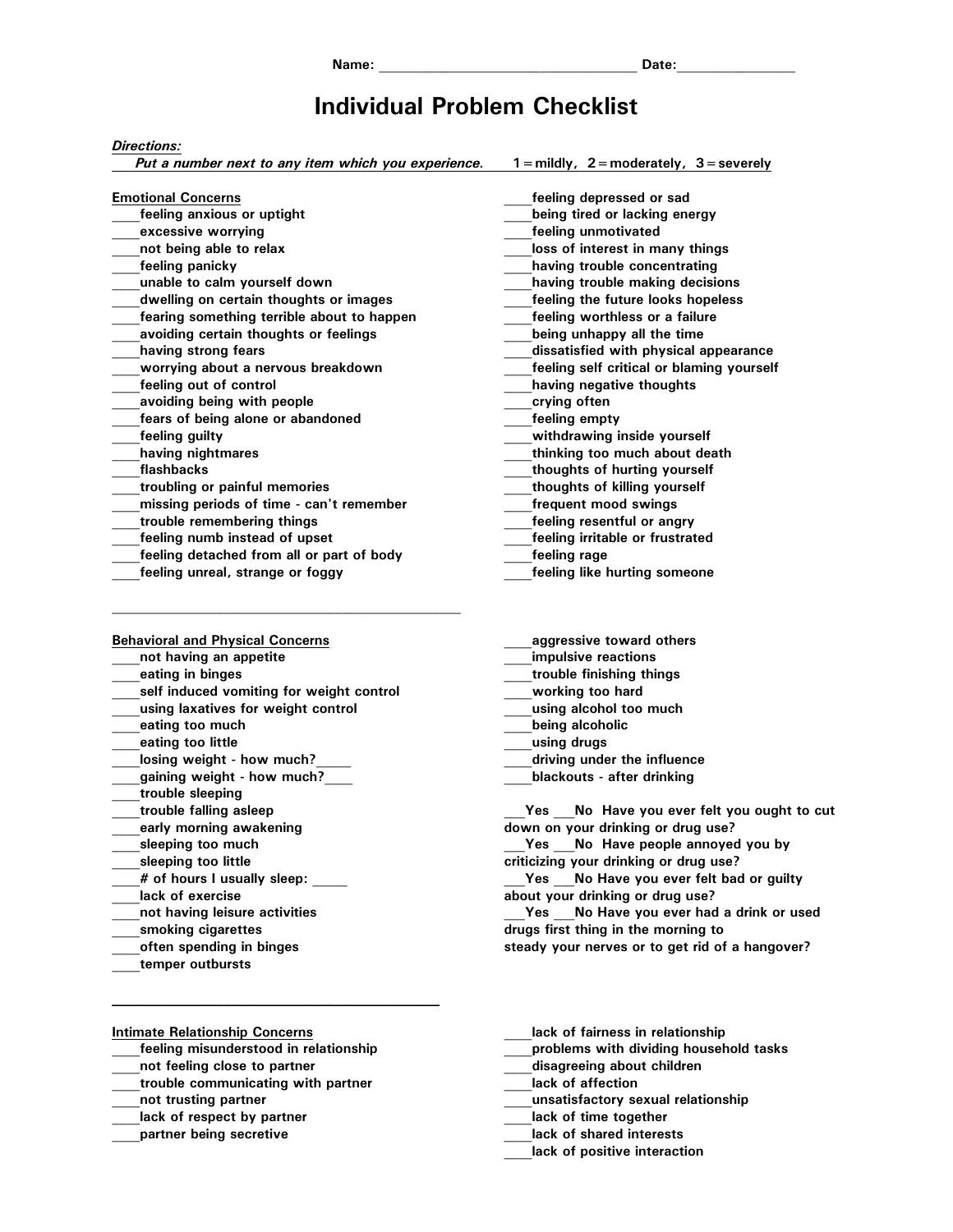Name: ________________________________ Date:_______________

# Individual Problem Checklist

***Directions:***

***Put a number next to any item which you experience.*** **1 = mildly, 2 = moderately, 3 = severely**

## Emotional Concerns

____feeling anxious or uptight
____excessive worrying
____not being able to relax
____feeling panicky
____unable to calm yourself down
____dwelling on certain thoughts or images
____fearing something terrible about to happen
____avoiding certain thoughts or feelings
____having strong fears
____worrying about a nervous breakdown
____feeling out of control
____avoiding being with people
____fears of being alone or abandoned
____feeling guilty
____having nightmares
____flashbacks
____troubling or painful memories
____missing periods of time - can't remember
____trouble remembering things
____feeling numb instead of upset
____feeling detached from all or part of body
____feeling unreal, strange or foggy
____feeling depressed or sad
____being tired or lacking energy
____feeling unmotivated
____loss of interest in many things
____having trouble concentrating
____having trouble making decisions
____feeling the future looks hopeless
____feeling worthless or a failure
____being unhappy all the time
____dissatisfied with physical appearance
____feeling self critical or blaming yourself
____having negative thoughts
____crying often
____feeling empty
____withdrawing inside yourself
____thinking too much about death
____thoughts of hurting yourself
____thoughts of killing yourself
____frequent mood swings
____feeling resentful or angry
____feeling irritable or frustrated
____feeling rage
____feeling like hurting someone

---

## Behavioral and Physical Concerns

____not having an appetite
____eating in binges
____self induced vomiting for weight control
____using laxatives for weight control
____eating too much
____eating too little
____losing weight - how much?_____
____gaining weight - how much?____
____trouble sleeping
____trouble falling asleep
____early morning awakening
____sleeping too much
____sleeping too little
____# of hours I usually sleep: _____
____lack of exercise
____not having leisure activities
____smoking cigarettes
____often spending in binges
____temper outbursts
____aggressive toward others
____impulsive reactions
____trouble finishing things
____working too hard
____using alcohol too much
____being alcoholic
____using drugs
____driving under the influence
____blackouts - after drinking

___Yes ___No Have you ever felt you ought to cut down on your drinking or drug use?
___Yes ___No Have people annoyed you by criticizing your drinking or drug use?
___Yes ___No Have you ever felt bad or guilty about your drinking or drug use?
___Yes ___No Have you ever had a drink or used drugs first thing in the morning to steady your nerves or to get rid of a hangover?

---

## Intimate Relationship Concerns

____feeling misunderstood in relationship
____not feeling close to partner
____trouble communicating with partner
____not trusting partner
____lack of respect by partner
____partner being secretive
____lack of fairness in relationship
____problems with dividing household tasks
____disagreeing about children
____lack of affection
____unsatisfactory sexual relationship
____lack of time together
____lack of shared interests
____lack of positive interaction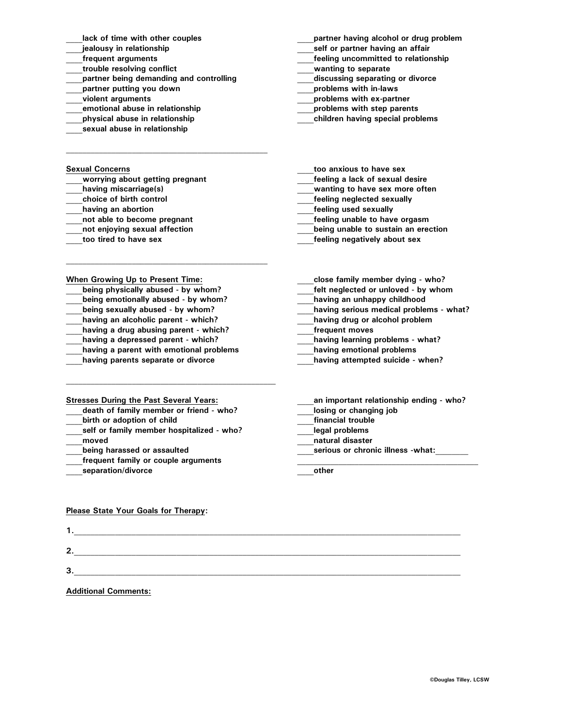____lack of time with other couples
____jealousy in relationship
____frequent arguments
____trouble resolving conflict
____partner being demanding and controlling
____partner putting you down
____violent arguments
____emotional abuse in relationship
____physical abuse in relationship
____sexual abuse in relationship

____partner having alcohol or drug problem
____self or partner having an affair
____feeling uncommitted to relationship
____wanting to separate
____discussing separating or divorce
____problems with in-laws
____problems with ex-partner
____problems with step parents
____children having special problems

**Sexual Concerns**

____worrying about getting pregnant
____having miscarriage(s)
____choice of birth control
____having an abortion
____not able to become pregnant
____not enjoying sexual affection
____too tired to have sex

____too anxious to have sex
____feeling a lack of sexual desire
____wanting to have sex more often
____feeling neglected sexually
____feeling used sexually
____feeling unable to have orgasm
____being unable to sustain an erection
____feeling negatively about sex

**When Growing Up to Present Time:**

____being physically abused - by whom?
____being emotionally abused - by whom?
____being sexually abused - by whom?
____having an alcoholic parent - which?
____having a drug abusing parent - which?
____having a depressed parent - which?
____having a parent with emotional problems
____having parents separate or divorce

____close family member dying - who?
____felt neglected or unloved - by whom
____having an unhappy childhood
____having serious medical problems - what?
____having drug or alcohol problem
____frequent moves
____having learning problems - what?
____having emotional problems
____having attempted suicide - when?

**Stresses During the Past Several Years:**

____death of family member or friend - who?
____birth or adoption of child
____self or family member hospitalized - who?
____moved
____being harassed or assaulted
____frequent family or couple arguments
____separation/divorce

____an important relationship ending - who?
____losing or changing job
____financial trouble
____legal problems
____natural disaster
____serious or chronic illness -what:________
____________________________________________
____other

**Please State Your Goals for Therapy:**

1.______________________________________________________________________________

2.______________________________________________________________________________

3.______________________________________________________________________________

**Additional Comments:**

©Douglas Tilley, LCSW